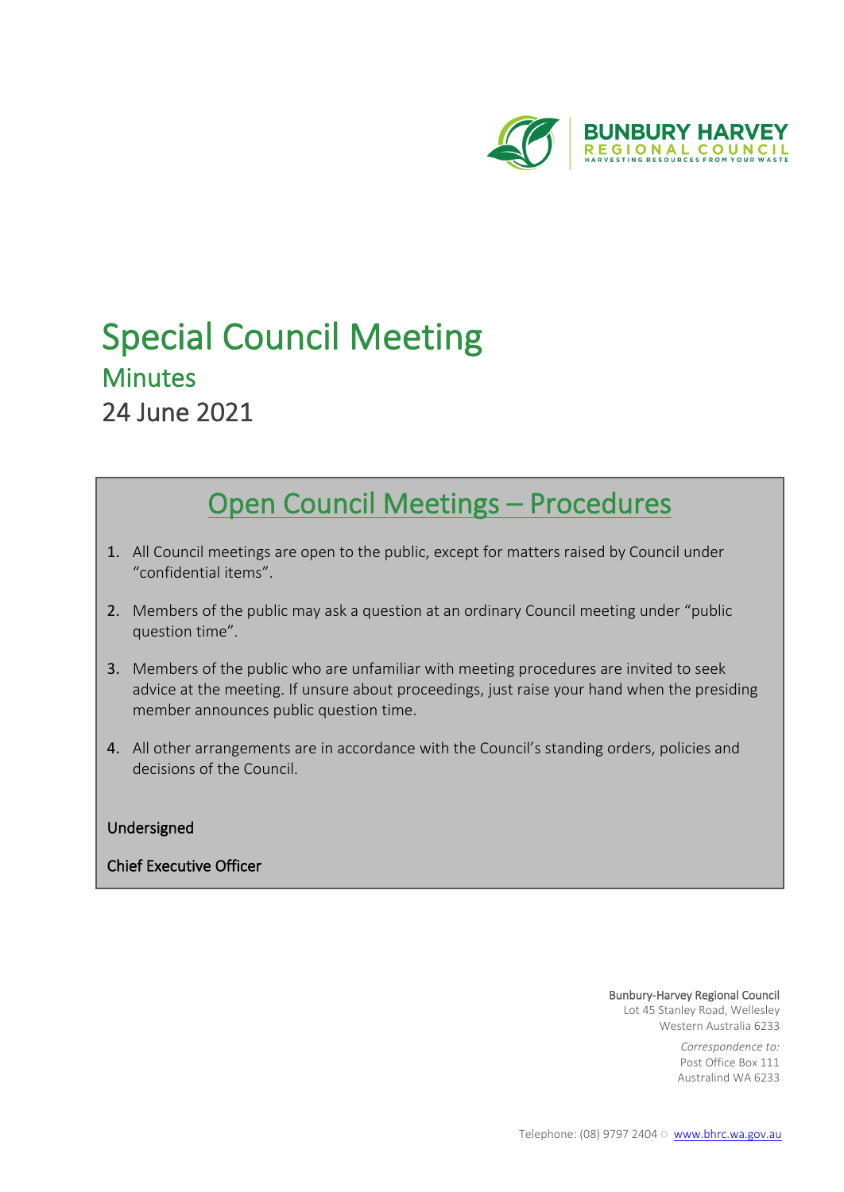BUNBURY HARVEY
REGIONAL COUNCIL
HARVESTING RESOURCES FROM YOUR WASTE

# Special Council Meeting

## Minutes

24 June 2021

## Open Council Meetings – Procedures

1. All Council meetings are open to the public, except for matters raised by Council under "confidential items".
2. Members of the public may ask a question at an ordinary Council meeting under "public question time".
3. Members of the public who are unfamiliar with meeting procedures are invited to seek advice at the meeting. If unsure about proceedings, just raise your hand when the presiding member announces public question time.
4. All other arrangements are in accordance with the Council's standing orders, policies and decisions of the Council.

Undersigned

Chief Executive Officer

Bunbury-Harvey Regional Council
Lot 45 Stanley Road, Wellesley
Western Australia 6233

*Correspondence to:*
Post Office Box 111
Australind WA 6233

Telephone: (08) 9797 2404 ☼ www.bhrc.wa.gov.au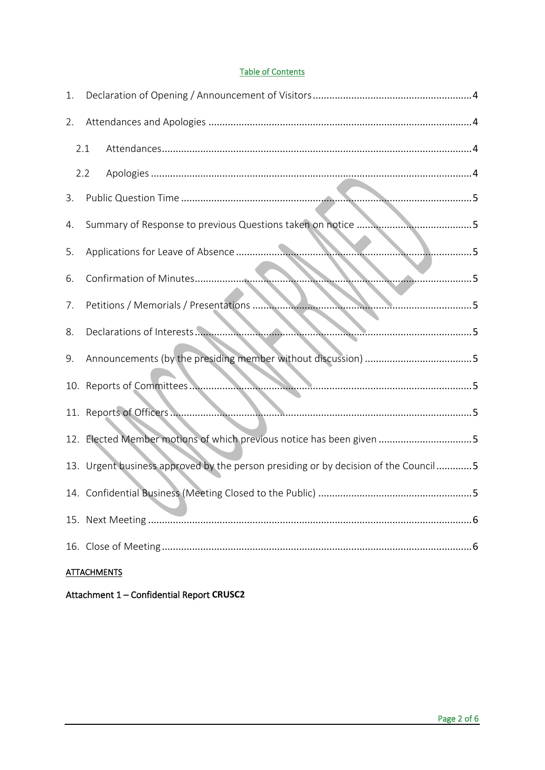# Table of Contents

1. Declaration of Opening / Announcement of Visitors .......... 4
2. Attendances and Apologies .......... 4
   - 2.1 Attendances .......... 4
   - 2.2 Apologies .......... 4
3. Public Question Time .......... 5
4. Summary of Response to previous Questions taken on notice .......... 5
5. Applications for Leave of Absence .......... 5
6. Confirmation of Minutes .......... 5
7. Petitions / Memorials / Presentations .......... 5
8. Declarations of Interests .......... 5
9. Announcements (by the presiding member without discussion) .......... 5
10. Reports of Committees .......... 5
11. Reports of Officers .......... 5
12. Elected Member motions of which previous notice has been given .......... 5
13. Urgent business approved by the person presiding or by decision of the Council .......... 5
14. Confidential Business (Meeting Closed to the Public) .......... 5
15. Next Meeting .......... 6
16. Close of Meeting .......... 6

ATTACHMENTS

Attachment 1 – Confidential Report **CRUSC2**

UNCONFIRMED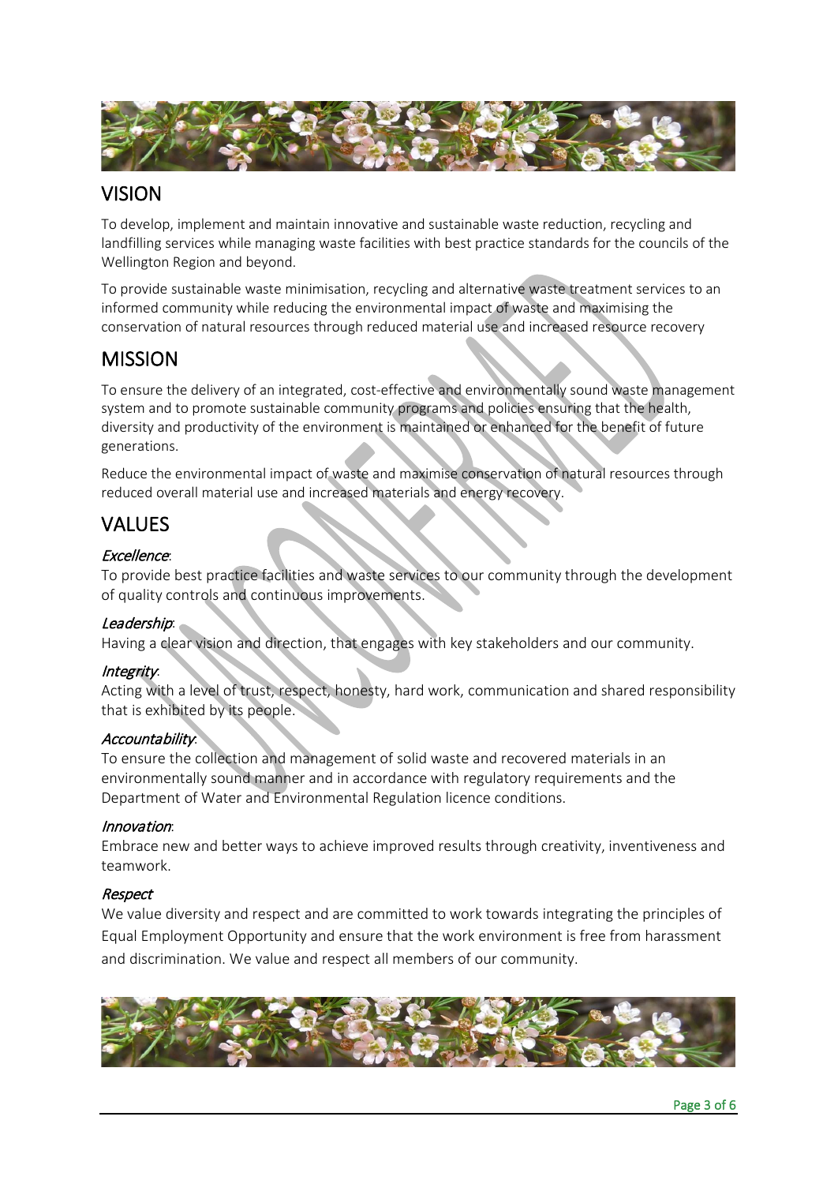## VISION

To develop, implement and maintain innovative and sustainable waste reduction, recycling and landfilling services while managing waste facilities with best practice standards for the councils of the Wellington Region and beyond.

To provide sustainable waste minimisation, recycling and alternative waste treatment services to an informed community while reducing the environmental impact of waste and maximising the conservation of natural resources through reduced material use and increased resource recovery

## MISSION

To ensure the delivery of an integrated, cost-effective and environmentally sound waste management system and to promote sustainable community programs and policies ensuring that the health, diversity and productivity of the environment is maintained or enhanced for the benefit of future generations.

Reduce the environmental impact of waste and maximise conservation of natural resources through reduced overall material use and increased materials and energy recovery.

## VALUES

*Excellence*:
To provide best practice facilities and waste services to our community through the development of quality controls and continuous improvements.

*Leadership*:
Having a clear vision and direction, that engages with key stakeholders and our community.

*Integrity*:
Acting with a level of trust, respect, honesty, hard work, communication and shared responsibility that is exhibited by its people.

*Accountability*:
To ensure the collection and management of solid waste and recovered materials in an environmentally sound manner and in accordance with regulatory requirements and the Department of Water and Environmental Regulation licence conditions.

*Innovation*:
Embrace new and better ways to achieve improved results through creativity, inventiveness and teamwork.

*Respect*
We value diversity and respect and are committed to work towards integrating the principles of Equal Employment Opportunity and ensure that the work environment is free from harassment and discrimination. We value and respect all members of our community.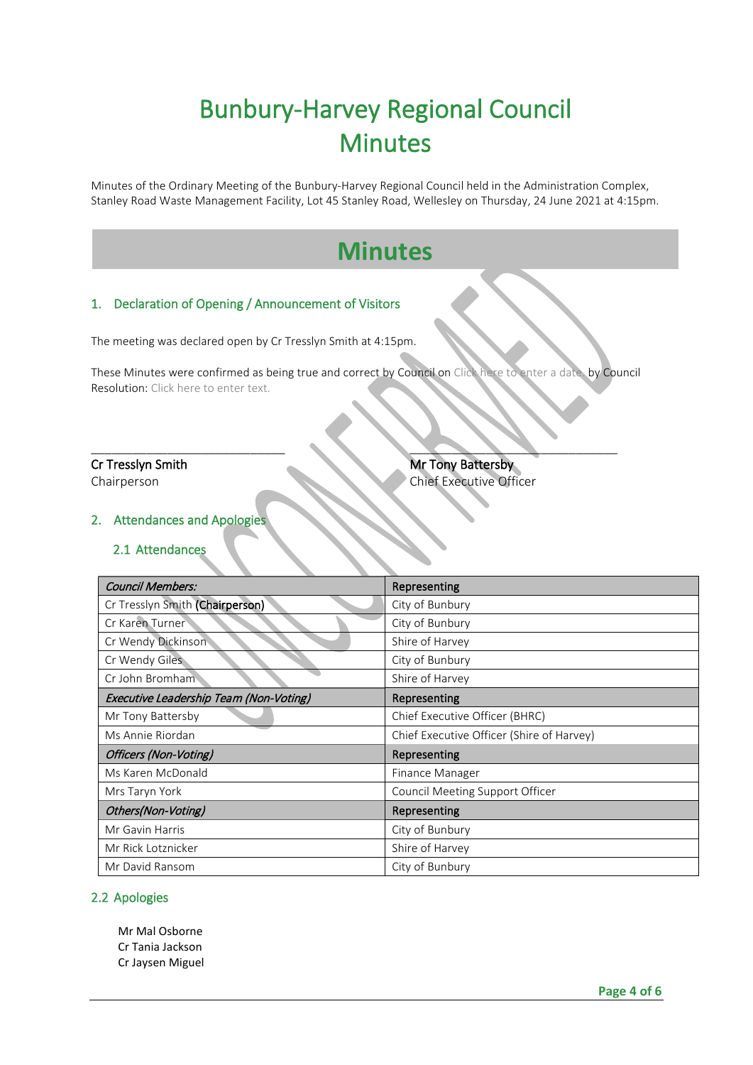// Bunbury-Harvey Regional Council Minutes — page 4 of 6. Page counter "Page 4 of 6" omitted per footer rule.
// Note: the page carries a large diagonal "UNCONFIRMED" watermark (a visual overlay, not body text), so it is not transcribed.

# Bunbury-Harvey Regional Council Minutes

Minutes of the Ordinary Meeting of the Bunbury-Harvey Regional Council held in the Administration Complex, Stanley Road Waste Management Facility, Lot 45 Stanley Road, Wellesley on Thursday, 24 June 2021 at 4:15pm.

# Minutes

## 1. Declaration of Opening / Announcement of Visitors

The meeting was declared open by Cr Tresslyn Smith at 4:15pm.

These Minutes were confirmed as being true and correct by Council on Click here to enter a date. by Council Resolution: Click here to enter text.

_______________________________

**Cr Tresslyn Smith**
Chairperson

_______________________________

**Mr Tony Battersby**
Chief Executive Officer

## 2. Attendances and Apologies

### 2.1 Attendances

| *Council Members:* | Representing |
|---|---|
| Cr Tresslyn Smith **(Chairperson)** | City of Bunbury |
| Cr Karen Turner | City of Bunbury |
| Cr Wendy Dickinson | Shire of Harvey |
| Cr Wendy Giles | City of Bunbury |
| Cr John Bromham | Shire of Harvey |
| ***Executive Leadership Team (Non-Voting)*** | **Representing** |
| Mr Tony Battersby | Chief Executive Officer (BHRC) |
| Ms Annie Riordan | Chief Executive Officer (Shire of Harvey) |
| ***Officers (Non-Voting)*** | **Representing** |
| Ms Karen McDonald | Finance Manager |
| Mrs Taryn York | Council Meeting Support Officer |
| ***Others(Non-Voting)*** | **Representing** |
| Mr Gavin Harris | City of Bunbury |
| Mr Rick Lotznicker | Shire of Harvey |
| Mr David Ransom | City of Bunbury |

### 2.2 Apologies

Mr Mal Osborne
Cr Tania Jackson
Cr Jaysen Miguel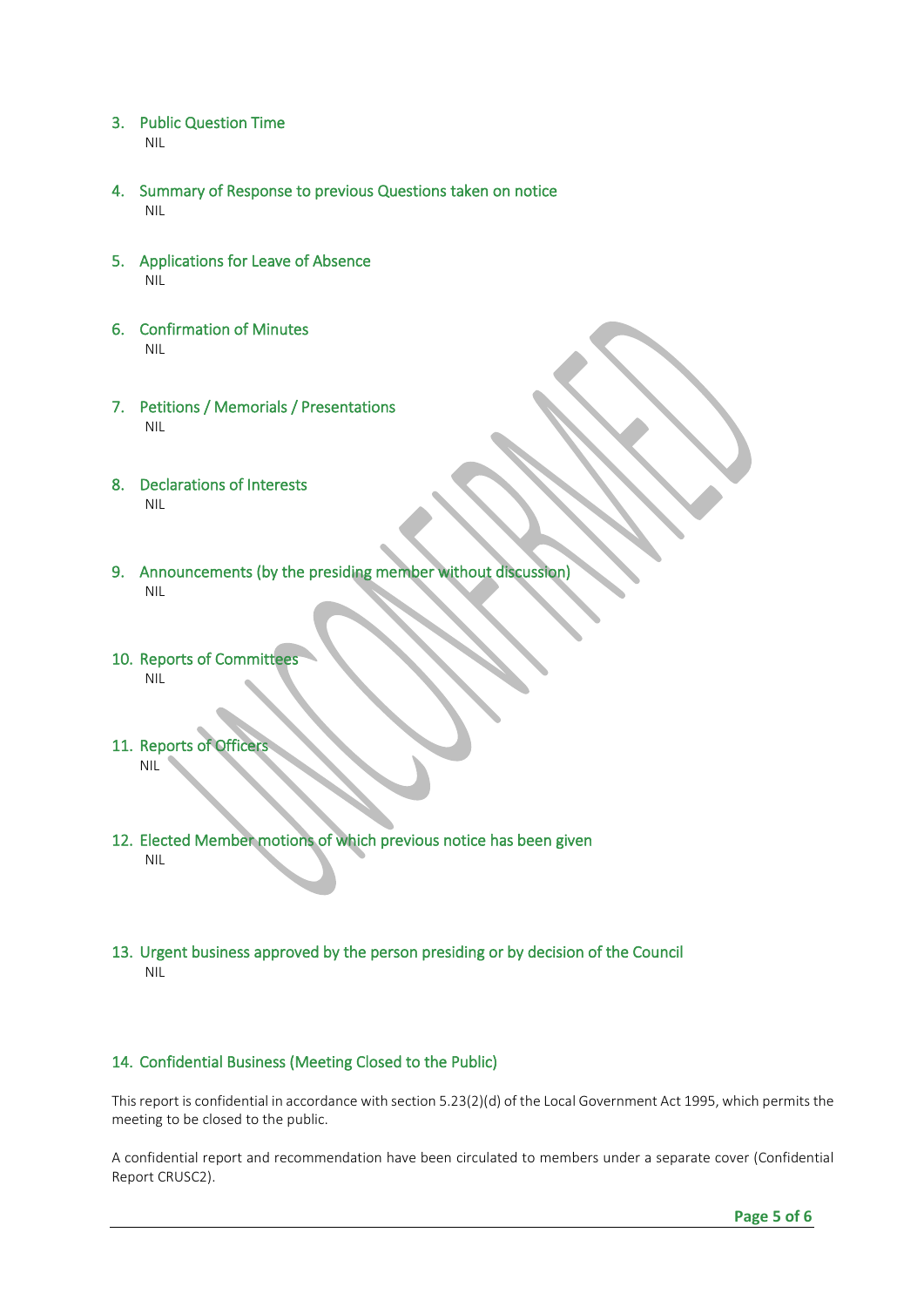## 3. Public Question Time

NIL

## 4. Summary of Response to previous Questions taken on notice

NIL

## 5. Applications for Leave of Absence

NIL

## 6. Confirmation of Minutes

NIL

## 7. Petitions / Memorials / Presentations

NIL

## 8. Declarations of Interests

NIL

## 9. Announcements (by the presiding member without discussion)

NIL

## 10. Reports of Committees

NIL

## 11. Reports of Officers

NIL

## 12. Elected Member motions of which previous notice has been given

NIL

## 13. Urgent business approved by the person presiding or by decision of the Council

NIL

## 14. Confidential Business (Meeting Closed to the Public)

This report is confidential in accordance with section 5.23(2)(d) of the Local Government Act 1995, which permits the meeting to be closed to the public.

A confidential report and recommendation have been circulated to members under a separate cover (Confidential Report CRUSC2).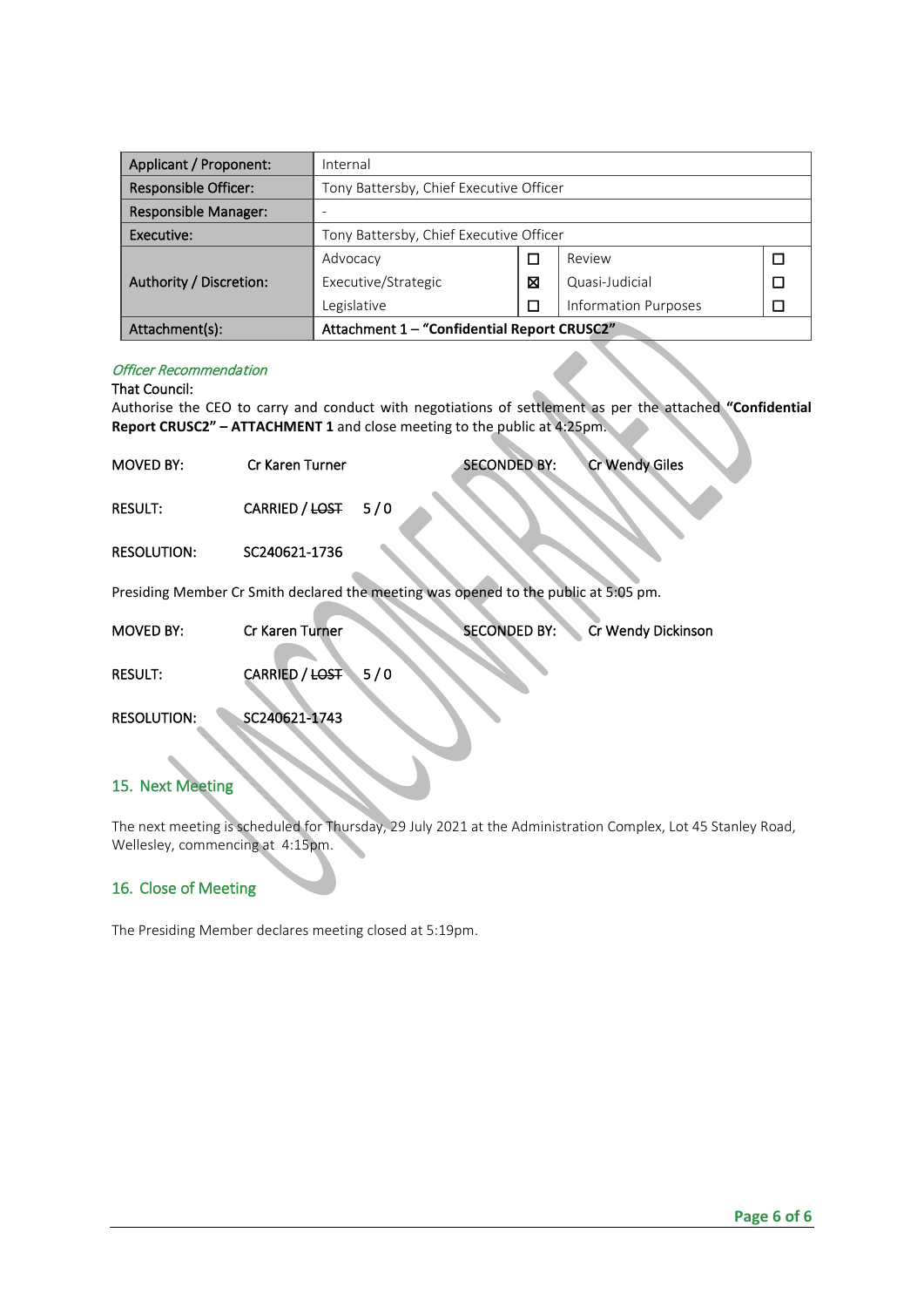| Applicant / Proponent: | Internal | | | |
|---|---|---|---|---|
| Responsible Officer: | Tony Battersby, Chief Executive Officer | | | |
| Responsible Manager: | - | | | |
| Executive: | Tony Battersby, Chief Executive Officer | | | |
| Authority / Discretion: | Advocacy | ☐ | Review | ☐ |
| | Executive/Strategic | ☒ | Quasi-Judicial | ☐ |
| | Legislative | ☐ | Information Purposes | ☐ |
| Attachment(s): | **Attachment 1 – "Confidential Report CRUSC2"** | | | |

*Officer Recommendation*

That Council:

Authorise the CEO to carry and conduct with negotiations of settlement as per the attached **"Confidential Report CRUSC2" – ATTACHMENT 1** and close meeting to the public at 4:25pm.

MOVED BY: Cr Karen Turner SECONDED BY: Cr Wendy Giles

RESULT: CARRIED / ~~LOST~~ 5 / 0

RESOLUTION: SC240621-1736

Presiding Member Cr Smith declared the meeting was opened to the public at 5:05 pm.

MOVED BY: Cr Karen Turner SECONDED BY: Cr Wendy Dickinson

RESULT: CARRIED / ~~LOST~~ 5 / 0

RESOLUTION: SC240621-1743

## 15. Next Meeting

The next meeting is scheduled for Thursday, 29 July 2021 at the Administration Complex, Lot 45 Stanley Road, Wellesley, commencing at 4:15pm.

## 16. Close of Meeting

The Presiding Member declares meeting closed at 5:19pm.